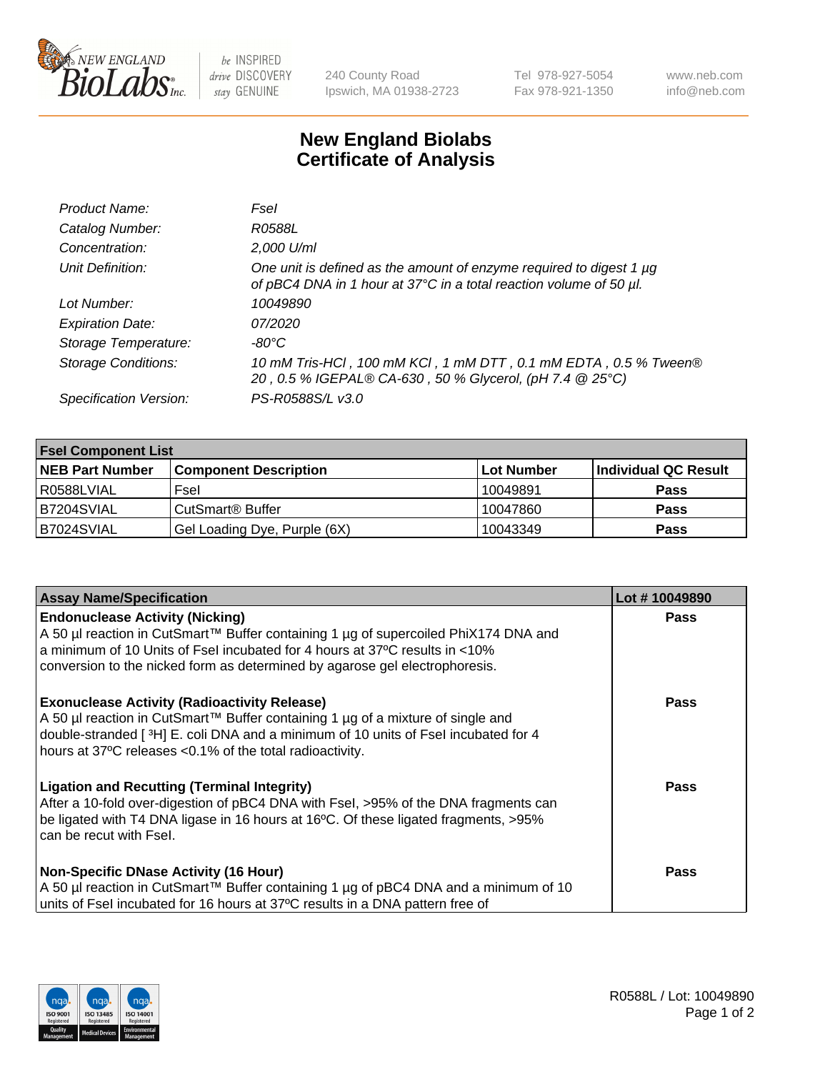240 County Road
Ipswich, MA 01938-2723

Tel 978-927-5054
Fax 978-921-1350

www.neb.com
info@neb.com

# New England Biolabs
# Certificate of Analysis

| | |
|---|---|
| *Product Name:* | *FseI* |
| *Catalog Number:* | *R0588L* |
| *Concentration:* | *2,000 U/ml* |
| *Unit Definition:* | *One unit is defined as the amount of enzyme required to digest 1 µg of pBC4 DNA in 1 hour at 37°C in a total reaction volume of 50 µl.* |
| *Lot Number:* | *10049890* |
| *Expiration Date:* | *07/2020* |
| *Storage Temperature:* | *-80°C* |
| *Storage Conditions:* | *10 mM Tris-HCl , 100 mM KCl , 1 mM DTT , 0.1 mM EDTA , 0.5 % Tween® 20 , 0.5 % IGEPAL® CA-630 , 50 % Glycerol, (pH 7.4 @ 25°C)* |
| *Specification Version:* | *PS-R0588S/L v3.0* |

| FseI Component List | | | |
|---|---|---|---|
| **NEB Part Number** | **Component Description** | **Lot Number** | **Individual QC Result** |
| R0588LVIAL | FseI | 10049891 | **Pass** |
| B7204SVIAL | CutSmart® Buffer | 10047860 | **Pass** |
| B7024SVIAL | Gel Loading Dye, Purple (6X) | 10043349 | **Pass** |

| Assay Name/Specification | Lot # 10049890 |
|---|---|
| **Endonuclease Activity (Nicking)** A 50 µl reaction in CutSmart™ Buffer containing 1 µg of supercoiled PhiX174 DNA and a minimum of 10 Units of FseI incubated for 4 hours at 37ºC results in <10% conversion to the nicked form as determined by agarose gel electrophoresis. | **Pass** |
| **Exonuclease Activity (Radioactivity Release)** A 50 µl reaction in CutSmart™ Buffer containing 1 µg of a mixture of single and double-stranded [ $^{3}$H] E. coli DNA and a minimum of 10 units of FseI incubated for 4 hours at 37ºC releases <0.1% of the total radioactivity. | **Pass** |
| **Ligation and Recutting (Terminal Integrity)** After a 10-fold over-digestion of pBC4 DNA with FseI, >95% of the DNA fragments can be ligated with T4 DNA ligase in 16 hours at 16ºC. Of these ligated fragments, >95% can be recut with FseI. | **Pass** |
| **Non-Specific DNase Activity (16 Hour)** A 50 µl reaction in CutSmart™ Buffer containing 1 µg of pBC4 DNA and a minimum of 10 units of FseI incubated for 16 hours at 37ºC results in a DNA pattern free of | **Pass** |

R0588L / Lot: 10049890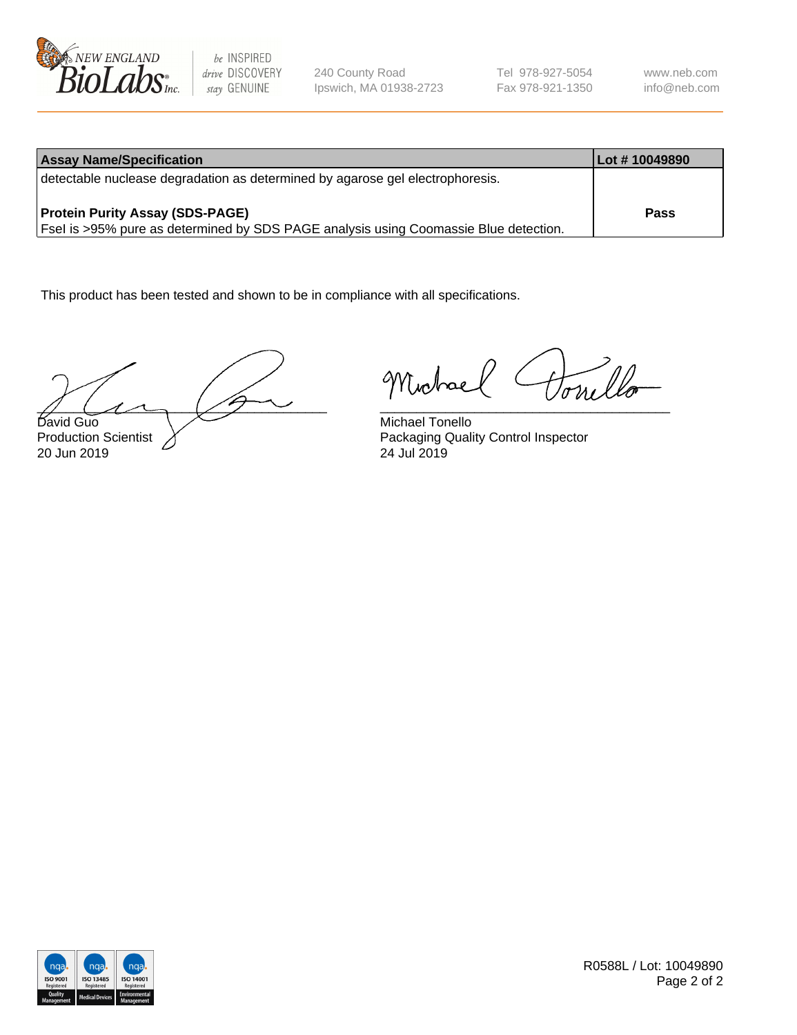| Assay Name/Specification | Lot # 10049890 |
| --- | --- |
| detectable nuclease degradation as determined by agarose gel electrophoresis. | |
| **Protein Purity Assay (SDS-PAGE)**<br>FseI is >95% pure as determined by SDS PAGE analysis using Coomassie Blue detection. | **Pass** |

This product has been tested and shown to be in compliance with all specifications.

David Guo
Production Scientist
20 Jun 2019

Michael Tonello
Packaging Quality Control Inspector
24 Jul 2019

R0588L / Lot: 10049890